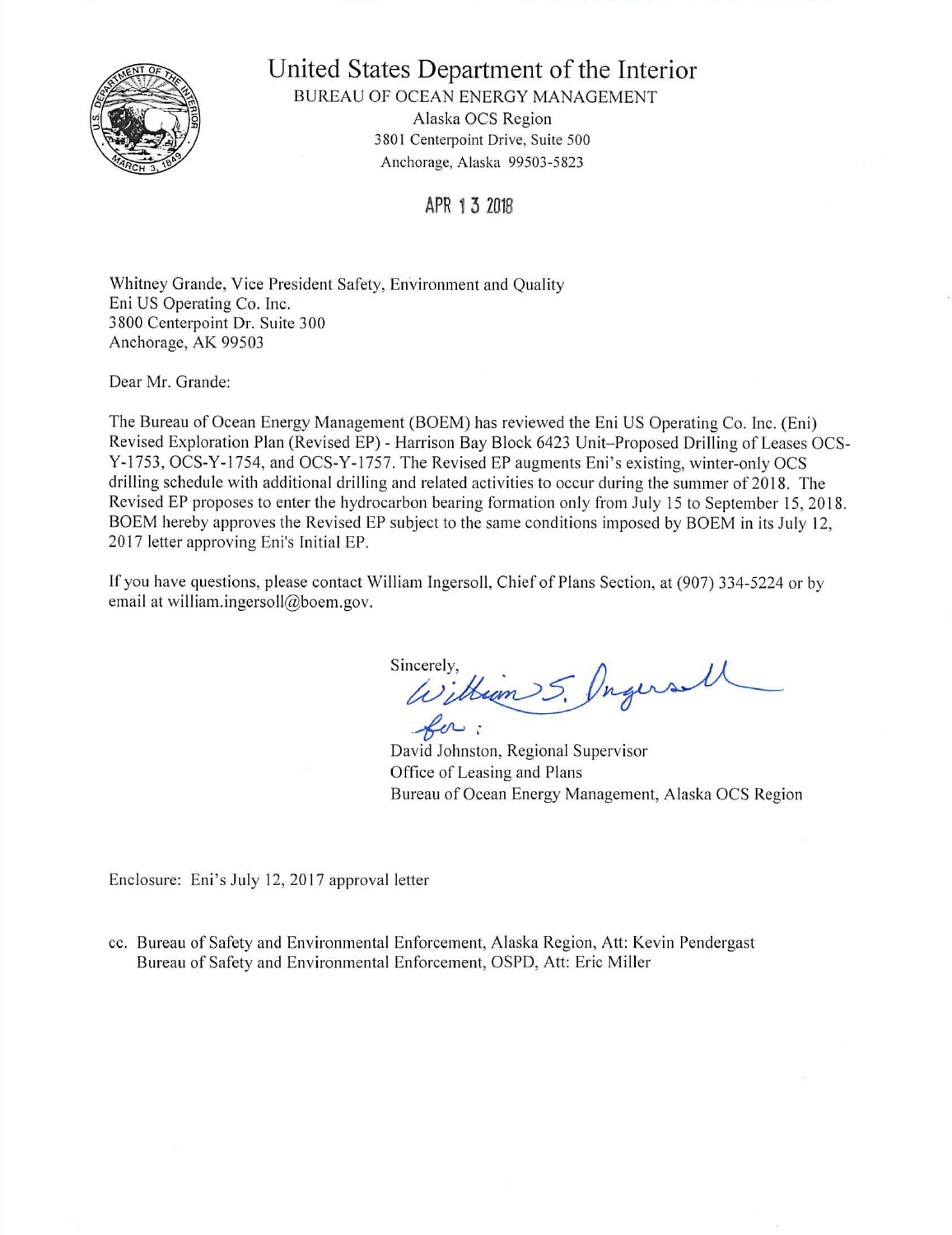# United States Department of the Interior

BUREAU OF OCEAN ENERGY MANAGEMENT
Alaska OCS Region
3801 Centerpoint Drive, Suite 500
Anchorage, Alaska 99503-5823

APR 13 2018

Whitney Grande, Vice President Safety, Environment and Quality
Eni US Operating Co. Inc.
3800 Centerpoint Dr. Suite 300
Anchorage, AK 99503

Dear Mr. Grande:

The Bureau of Ocean Energy Management (BOEM) has reviewed the Eni US Operating Co. Inc. (Eni) Revised Exploration Plan (Revised EP) - Harrison Bay Block 6423 Unit–Proposed Drilling of Leases OCS-Y-1753, OCS-Y-1754, and OCS-Y-1757. The Revised EP augments Eni's existing, winter-only OCS drilling schedule with additional drilling and related activities to occur during the summer of 2018. The Revised EP proposes to enter the hydrocarbon bearing formation only from July 15 to September 15, 2018. BOEM hereby approves the Revised EP subject to the same conditions imposed by BOEM in its July 12, 2017 letter approving Eni's Initial EP.

If you have questions, please contact William Ingersoll, Chief of Plans Section, at (907) 334-5224 or by email at william.ingersoll@boem.gov.

Sincerely,

William S. Ingersoll
for:

David Johnston, Regional Supervisor
Office of Leasing and Plans
Bureau of Ocean Energy Management, Alaska OCS Region

Enclosure: Eni's July 12, 2017 approval letter

cc. Bureau of Safety and Environmental Enforcement, Alaska Region, Att: Kevin Pendergast
Bureau of Safety and Environmental Enforcement, OSPD, Att: Eric Miller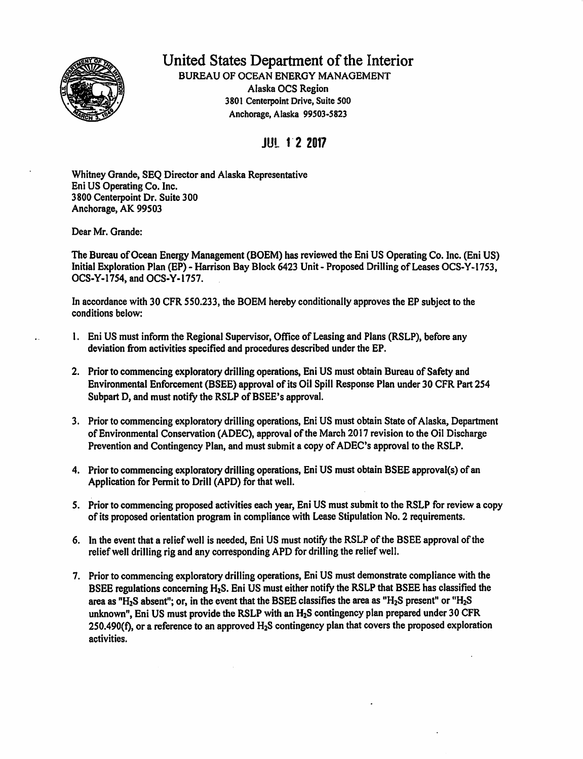# United States Department of the Interior

BUREAU OF OCEAN ENERGY MANAGEMENT
Alaska OCS Region
3801 Centerpoint Drive, Suite 500
Anchorage, Alaska 99503-5823

JUL 12 2017

Whitney Grande, SEQ Director and Alaska Representative
Eni US Operating Co. Inc.
3800 Centerpoint Dr. Suite 300
Anchorage, AK 99503

Dear Mr. Grande:

The Bureau of Ocean Energy Management (BOEM) has reviewed the Eni US Operating Co. Inc. (Eni US) Initial Exploration Plan (EP) - Harrison Bay Block 6423 Unit - Proposed Drilling of Leases OCS-Y-1753, OCS-Y-1754, and OCS-Y-1757.

In accordance with 30 CFR 550.233, the BOEM hereby conditionally approves the EP subject to the conditions below:

1. Eni US must inform the Regional Supervisor, Office of Leasing and Plans (RSLP), before any deviation from activities specified and procedures described under the EP.

2. Prior to commencing exploratory drilling operations, Eni US must obtain Bureau of Safety and Environmental Enforcement (BSEE) approval of its Oil Spill Response Plan under 30 CFR Part 254 Subpart D, and must notify the RSLP of BSEE's approval.

3. Prior to commencing exploratory drilling operations, Eni US must obtain State of Alaska, Department of Environmental Conservation (ADEC), approval of the March 2017 revision to the Oil Discharge Prevention and Contingency Plan, and must submit a copy of ADEC's approval to the RSLP.

4. Prior to commencing exploratory drilling operations, Eni US must obtain BSEE approval(s) of an Application for Permit to Drill (APD) for that well.

5. Prior to commencing proposed activities each year, Eni US must submit to the RSLP for review a copy of its proposed orientation program in compliance with Lease Stipulation No. 2 requirements.

6. In the event that a relief well is needed, Eni US must notify the RSLP of the BSEE approval of the relief well drilling rig and any corresponding APD for drilling the relief well.

7. Prior to commencing exploratory drilling operations, Eni US must demonstrate compliance with the BSEE regulations concerning $H_2S$. Eni US must either notify the RSLP that BSEE has classified the area as "$H_2S$ absent"; or, in the event that the BSEE classifies the area as "$H_2S$ present" or "$H_2S$ unknown", Eni US must provide the RSLP with an $H_2S$ contingency plan prepared under 30 CFR 250.490(f), or a reference to an approved $H_2S$ contingency plan that covers the proposed exploration activities.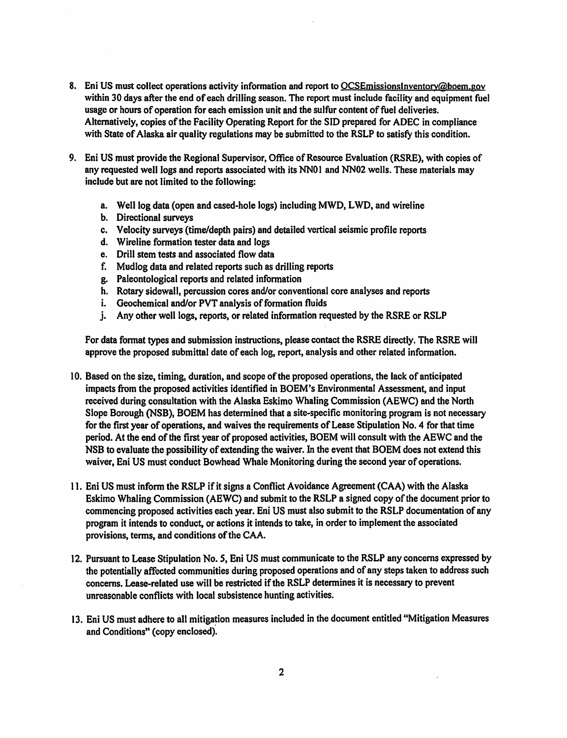8. Eni US must collect operations activity information and report to OCSEmissionsInventory@boem.gov within 30 days after the end of each drilling season. The report must include facility and equipment fuel usage or hours of operation for each emission unit and the sulfur content of fuel deliveries. Alternatively, copies of the Facility Operating Report for the SID prepared for ADEC in compliance with State of Alaska air quality regulations may be submitted to the RSLP to satisfy this condition.

9. Eni US must provide the Regional Supervisor, Office of Resource Evaluation (RSRE), with copies of any requested well logs and reports associated with its NN01 and NN02 wells. These materials may include but are not limited to the following:

   a. Well log data (open and cased-hole logs) including MWD, LWD, and wireline
   b. Directional surveys
   c. Velocity surveys (time/depth pairs) and detailed vertical seismic profile reports
   d. Wireline formation tester data and logs
   e. Drill stem tests and associated flow data
   f. Mudlog data and related reports such as drilling reports
   g. Paleontological reports and related information
   h. Rotary sidewall, percussion cores and/or conventional core analyses and reports
   i. Geochemical and/or PVT analysis of formation fluids
   j. Any other well logs, reports, or related information requested by the RSRE or RSLP

   For data format types and submission instructions, please contact the RSRE directly. The RSRE will approve the proposed submittal date of each log, report, analysis and other related information.

10. Based on the size, timing, duration, and scope of the proposed operations, the lack of anticipated impacts from the proposed activities identified in BOEM's Environmental Assessment, and input received during consultation with the Alaska Eskimo Whaling Commission (AEWC) and the North Slope Borough (NSB), BOEM has determined that a site-specific monitoring program is not necessary for the first year of operations, and waives the requirements of Lease Stipulation No. 4 for that time period. At the end of the first year of proposed activities, BOEM will consult with the AEWC and the NSB to evaluate the possibility of extending the waiver. In the event that BOEM does not extend this waiver, Eni US must conduct Bowhead Whale Monitoring during the second year of operations.

11. Eni US must inform the RSLP if it signs a Conflict Avoidance Agreement (CAA) with the Alaska Eskimo Whaling Commission (AEWC) and submit to the RSLP a signed copy of the document prior to commencing proposed activities each year. Eni US must also submit to the RSLP documentation of any program it intends to conduct, or actions it intends to take, in order to implement the associated provisions, terms, and conditions of the CAA.

12. Pursuant to Lease Stipulation No. 5, Eni US must communicate to the RSLP any concerns expressed by the potentially affected communities during proposed operations and of any steps taken to address such concerns. Lease-related use will be restricted if the RSLP determines it is necessary to prevent unreasonable conflicts with local subsistence hunting activities.

13. Eni US must adhere to all mitigation measures included in the document entitled "Mitigation Measures and Conditions" (copy enclosed).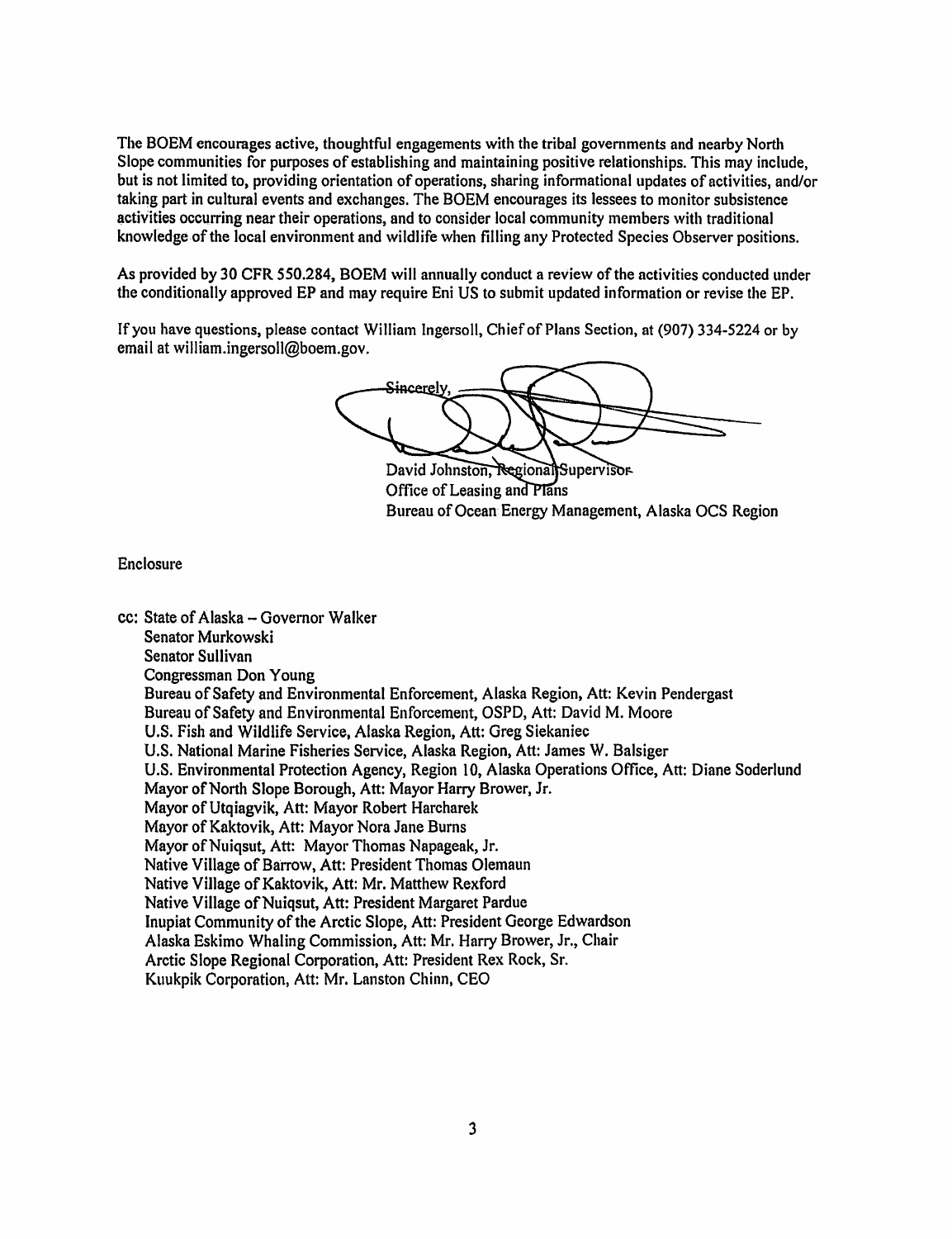The BOEM encourages active, thoughtful engagements with the tribal governments and nearby North Slope communities for purposes of establishing and maintaining positive relationships. This may include, but is not limited to, providing orientation of operations, sharing informational updates of activities, and/or taking part in cultural events and exchanges. The BOEM encourages its lessees to monitor subsistence activities occurring near their operations, and to consider local community members with traditional knowledge of the local environment and wildlife when filling any Protected Species Observer positions.

As provided by 30 CFR 550.284, BOEM will annually conduct a review of the activities conducted under the conditionally approved EP and may require Eni US to submit updated information or revise the EP.

If you have questions, please contact William Ingersoll, Chief of Plans Section, at (907) 334-5224 or by email at william.ingersoll@boem.gov.

Sincerely,

David Johnston, Regional Supervisor
Office of Leasing and Plans
Bureau of Ocean Energy Management, Alaska OCS Region

Enclosure

cc: State of Alaska – Governor Walker
Senator Murkowski
Senator Sullivan
Congressman Don Young
Bureau of Safety and Environmental Enforcement, Alaska Region, Att: Kevin Pendergast
Bureau of Safety and Environmental Enforcement, OSPD, Att: David M. Moore
U.S. Fish and Wildlife Service, Alaska Region, Att: Greg Siekaniec
U.S. National Marine Fisheries Service, Alaska Region, Att: James W. Balsiger
U.S. Environmental Protection Agency, Region 10, Alaska Operations Office, Att: Diane Soderlund
Mayor of North Slope Borough, Att: Mayor Harry Brower, Jr.
Mayor of Utqiagvik, Att: Mayor Robert Harcharek
Mayor of Kaktovik, Att: Mayor Nora Jane Burns
Mayor of Nuiqsut, Att: Mayor Thomas Napageak, Jr.
Native Village of Barrow, Att: President Thomas Olemaun
Native Village of Kaktovik, Att: Mr. Matthew Rexford
Native Village of Nuiqsut, Att: President Margaret Pardue
Inupiat Community of the Arctic Slope, Att: President George Edwardson
Alaska Eskimo Whaling Commission, Att: Mr. Harry Brower, Jr., Chair
Arctic Slope Regional Corporation, Att: President Rex Rock, Sr.
Kuukpik Corporation, Att: Mr. Lanston Chinn, CEO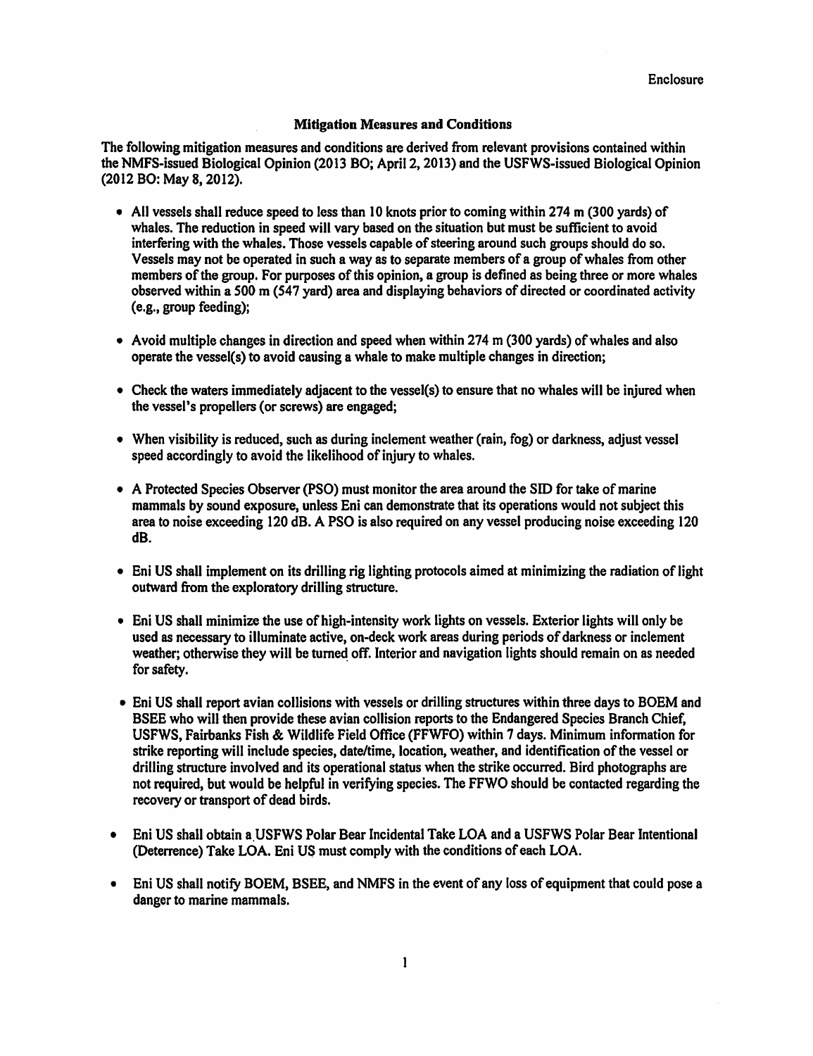Enclosure

## Mitigation Measures and Conditions

The following mitigation measures and conditions are derived from relevant provisions contained within the NMFS-issued Biological Opinion (2013 BO; April 2, 2013) and the USFWS-issued Biological Opinion (2012 BO: May 8, 2012).

- All vessels shall reduce speed to less than 10 knots prior to coming within 274 m (300 yards) of whales. The reduction in speed will vary based on the situation but must be sufficient to avoid interfering with the whales. Those vessels capable of steering around such groups should do so. Vessels may not be operated in such a way as to separate members of a group of whales from other members of the group. For purposes of this opinion, a group is defined as being three or more whales observed within a 500 m (547 yard) area and displaying behaviors of directed or coordinated activity (e.g., group feeding);

- Avoid multiple changes in direction and speed when within 274 m (300 yards) of whales and also operate the vessel(s) to avoid causing a whale to make multiple changes in direction;

- Check the waters immediately adjacent to the vessel(s) to ensure that no whales will be injured when the vessel's propellers (or screws) are engaged;

- When visibility is reduced, such as during inclement weather (rain, fog) or darkness, adjust vessel speed accordingly to avoid the likelihood of injury to whales.

- A Protected Species Observer (PSO) must monitor the area around the SID for take of marine mammals by sound exposure, unless Eni can demonstrate that its operations would not subject this area to noise exceeding 120 dB. A PSO is also required on any vessel producing noise exceeding 120 dB.

- Eni US shall implement on its drilling rig lighting protocols aimed at minimizing the radiation of light outward from the exploratory drilling structure.

- Eni US shall minimize the use of high-intensity work lights on vessels. Exterior lights will only be used as necessary to illuminate active, on-deck work areas during periods of darkness or inclement weather; otherwise they will be turned off. Interior and navigation lights should remain on as needed for safety.

- Eni US shall report avian collisions with vessels or drilling structures within three days to BOEM and BSEE who will then provide these avian collision reports to the Endangered Species Branch Chief, USFWS, Fairbanks Fish & Wildlife Field Office (FFWFO) within 7 days. Minimum information for strike reporting will include species, date/time, location, weather, and identification of the vessel or drilling structure involved and its operational status when the strike occurred. Bird photographs are not required, but would be helpful in verifying species. The FFWO should be contacted regarding the recovery or transport of dead birds.

- Eni US shall obtain a USFWS Polar Bear Incidental Take LOA and a USFWS Polar Bear Intentional (Deterrence) Take LOA. Eni US must comply with the conditions of each LOA.

- Eni US shall notify BOEM, BSEE, and NMFS in the event of any loss of equipment that could pose a danger to marine mammals.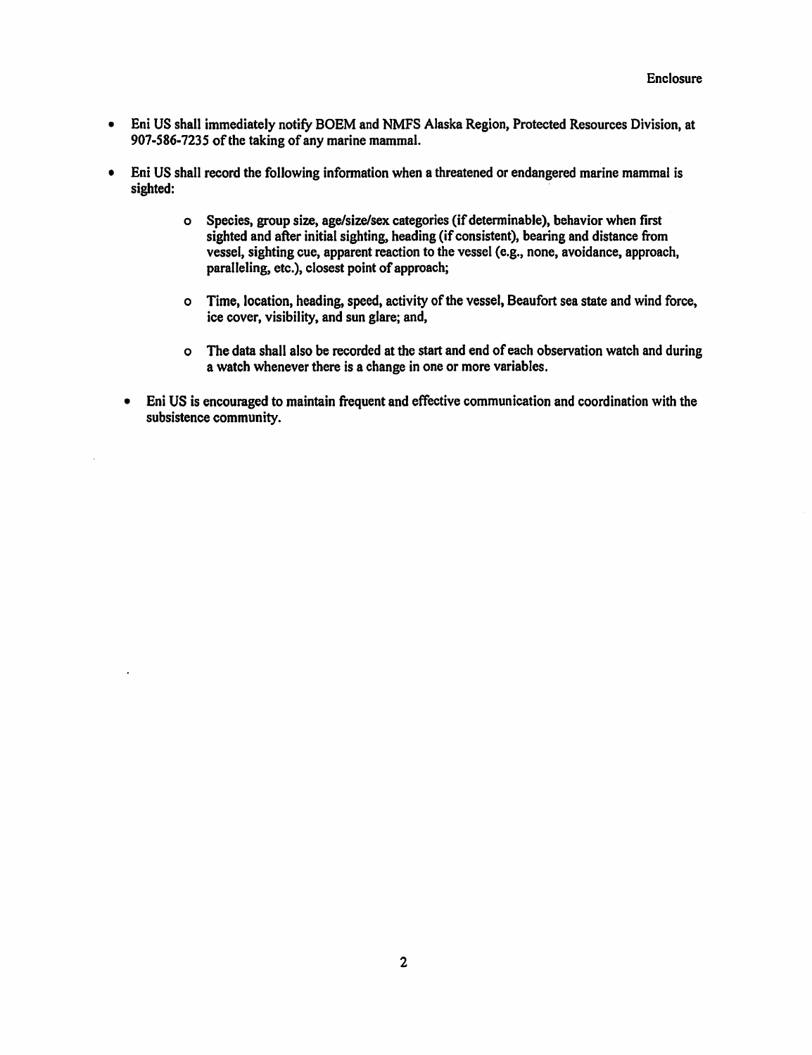- Eni US shall immediately notify BOEM and NMFS Alaska Region, Protected Resources Division, at 907-586-7235 of the taking of any marine mammal.
- Eni US shall record the following information when a threatened or endangered marine mammal is sighted:
  - Species, group size, age/size/sex categories (if determinable), behavior when first sighted and after initial sighting, heading (if consistent), bearing and distance from vessel, sighting cue, apparent reaction to the vessel (e.g., none, avoidance, approach, paralleling, etc.), closest point of approach;
  - Time, location, heading, speed, activity of the vessel, Beaufort sea state and wind force, ice cover, visibility, and sun glare; and,
  - The data shall also be recorded at the start and end of each observation watch and during a watch whenever there is a change in one or more variables.
- Eni US is encouraged to maintain frequent and effective communication and coordination with the subsistence community.